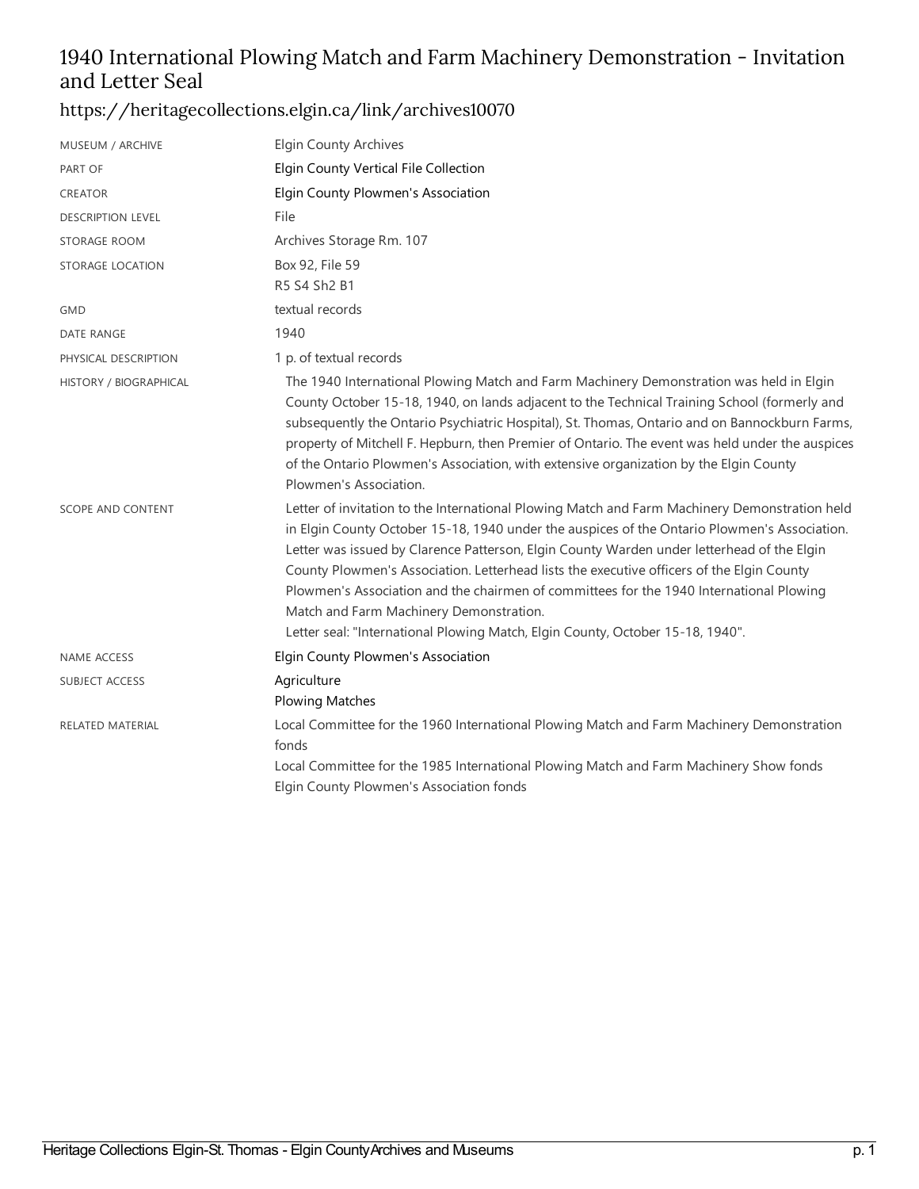# 1940 International Plowing Match and Farm Machinery Demonstration - Invitation and Letter Seal

https://heritagecollections.elgin.ca/link/archives10070

| | |
|---|---|
| MUSEUM / ARCHIVE | Elgin County Archives |
| PART OF | Elgin County Vertical File Collection |
| CREATOR | Elgin County Plowmen's Association |
| DESCRIPTION LEVEL | File |
| STORAGE ROOM | Archives Storage Rm. 107 |
| STORAGE LOCATION | Box 92, File 59<br>R5 S4 Sh2 B1 |
| GMD | textual records |
| DATE RANGE | 1940 |
| PHYSICAL DESCRIPTION | 1 p. of textual records |
| HISTORY / BIOGRAPHICAL | The 1940 International Plowing Match and Farm Machinery Demonstration was held in Elgin County October 15-18, 1940, on lands adjacent to the Technical Training School (formerly and subsequently the Ontario Psychiatric Hospital), St. Thomas, Ontario and on Bannockburn Farms, property of Mitchell F. Hepburn, then Premier of Ontario. The event was held under the auspices of the Ontario Plowmen's Association, with extensive organization by the Elgin County Plowmen's Association. |
| SCOPE AND CONTENT | Letter of invitation to the International Plowing Match and Farm Machinery Demonstration held in Elgin County October 15-18, 1940 under the auspices of the Ontario Plowmen's Association. Letter was issued by Clarence Patterson, Elgin County Warden under letterhead of the Elgin County Plowmen's Association. Letterhead lists the executive officers of the Elgin County Plowmen's Association and the chairmen of committees for the 1940 International Plowing Match and Farm Machinery Demonstration.<br>Letter seal: "International Plowing Match, Elgin County, October 15-18, 1940". |
| NAME ACCESS | Elgin County Plowmen's Association |
| SUBJECT ACCESS | Agriculture<br>Plowing Matches |
| RELATED MATERIAL | Local Committee for the 1960 International Plowing Match and Farm Machinery Demonstration fonds<br>Local Committee for the 1985 International Plowing Match and Farm Machinery Show fonds<br>Elgin County Plowmen's Association fonds |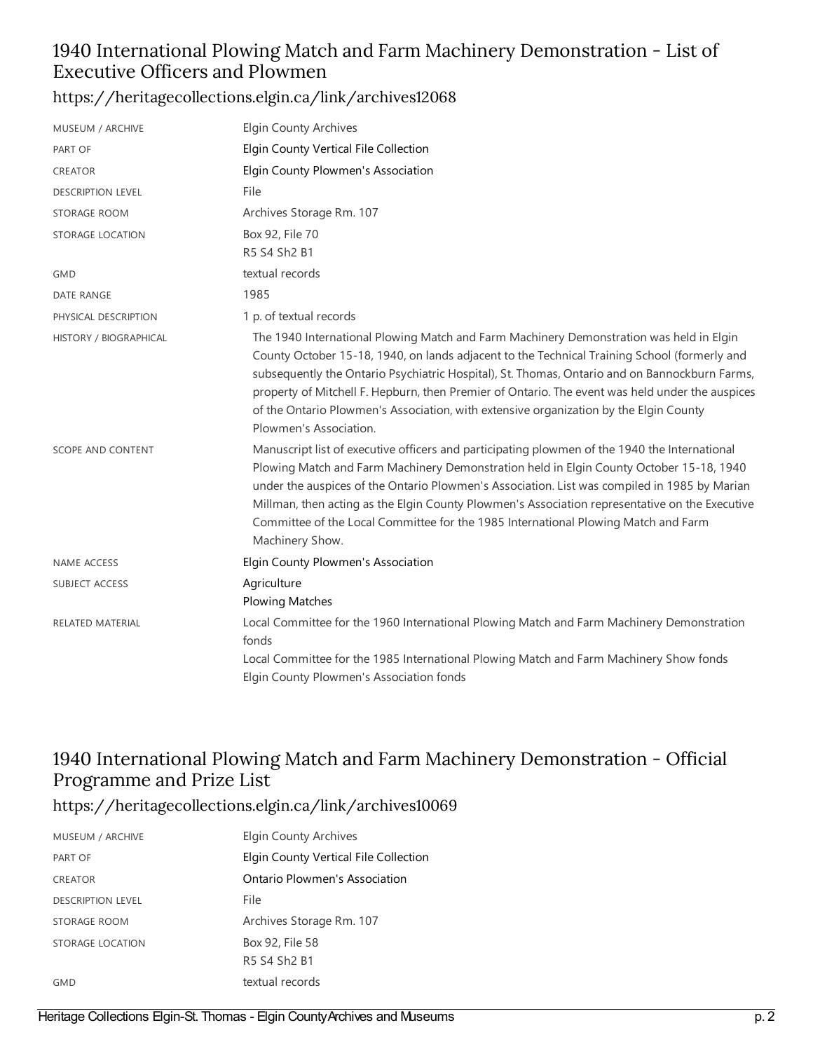## 1940 International Plowing Match and Farm Machinery Demonstration - List of Executive Officers and Plowmen

### https://heritagecollections.elgin.ca/link/archives12068

| | |
|---|---|
| MUSEUM / ARCHIVE | Elgin County Archives |
| PART OF | Elgin County Vertical File Collection |
| CREATOR | Elgin County Plowmen's Association |
| DESCRIPTION LEVEL | File |
| STORAGE ROOM | Archives Storage Rm. 107 |
| STORAGE LOCATION | Box 92, File 70<br>R5 S4 Sh2 B1 |
| GMD | textual records |
| DATE RANGE | 1985 |
| PHYSICAL DESCRIPTION | 1 p. of textual records |
| HISTORY / BIOGRAPHICAL | The 1940 International Plowing Match and Farm Machinery Demonstration was held in Elgin County October 15-18, 1940, on lands adjacent to the Technical Training School (formerly and subsequently the Ontario Psychiatric Hospital), St. Thomas, Ontario and on Bannockburn Farms, property of Mitchell F. Hepburn, then Premier of Ontario. The event was held under the auspices of the Ontario Plowmen's Association, with extensive organization by the Elgin County Plowmen's Association. |
| SCOPE AND CONTENT | Manuscript list of executive officers and participating plowmen of the 1940 the International Plowing Match and Farm Machinery Demonstration held in Elgin County October 15-18, 1940 under the auspices of the Ontario Plowmen's Association. List was compiled in 1985 by Marian Millman, then acting as the Elgin County Plowmen's Association representative on the Executive Committee of the Local Committee for the 1985 International Plowing Match and Farm Machinery Show. |
| NAME ACCESS | Elgin County Plowmen's Association |
| SUBJECT ACCESS | Agriculture<br>Plowing Matches |
| RELATED MATERIAL | Local Committee for the 1960 International Plowing Match and Farm Machinery Demonstration fonds<br>Local Committee for the 1985 International Plowing Match and Farm Machinery Show fonds<br>Elgin County Plowmen's Association fonds |

## 1940 International Plowing Match and Farm Machinery Demonstration - Official Programme and Prize List

### https://heritagecollections.elgin.ca/link/archives10069

| | |
|---|---|
| MUSEUM / ARCHIVE | Elgin County Archives |
| PART OF | Elgin County Vertical File Collection |
| CREATOR | Ontario Plowmen's Association |
| DESCRIPTION LEVEL | File |
| STORAGE ROOM | Archives Storage Rm. 107 |
| STORAGE LOCATION | Box 92, File 58<br>R5 S4 Sh2 B1 |
| GMD | textual records |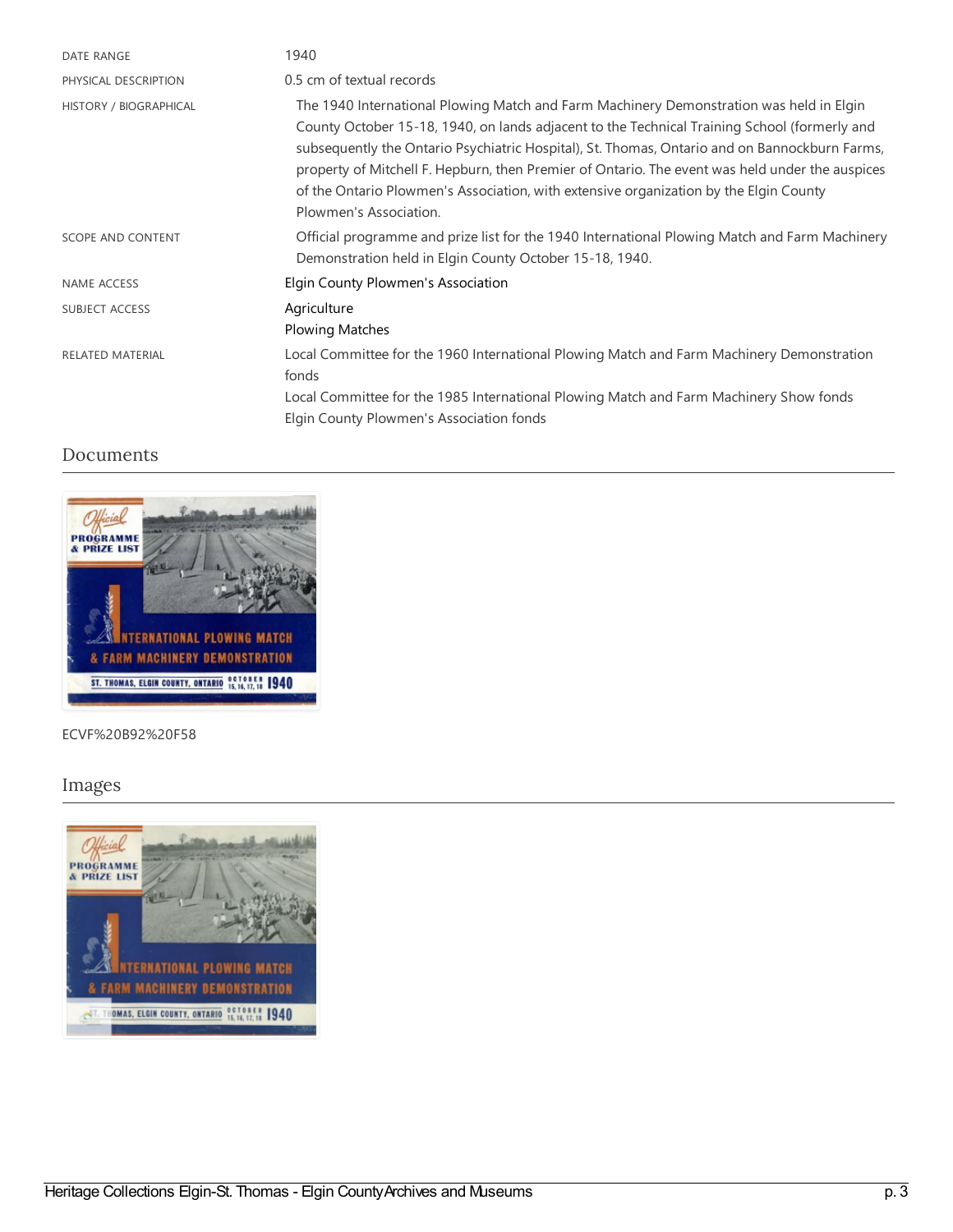| | |
|---|---|
| DATE RANGE | 1940 |
| PHYSICAL DESCRIPTION | 0.5 cm of textual records |
| HISTORY / BIOGRAPHICAL | The 1940 International Plowing Match and Farm Machinery Demonstration was held in Elgin County October 15-18, 1940, on lands adjacent to the Technical Training School (formerly and subsequently the Ontario Psychiatric Hospital), St. Thomas, Ontario and on Bannockburn Farms, property of Mitchell F. Hepburn, then Premier of Ontario. The event was held under the auspices of the Ontario Plowmen's Association, with extensive organization by the Elgin County Plowmen's Association. |
| SCOPE AND CONTENT | Official programme and prize list for the 1940 International Plowing Match and Farm Machinery Demonstration held in Elgin County October 15-18, 1940. |
| NAME ACCESS | Elgin County Plowmen's Association |
| SUBJECT ACCESS | Agriculture<br>Plowing Matches |
| RELATED MATERIAL | Local Committee for the 1960 International Plowing Match and Farm Machinery Demonstration fonds<br>Local Committee for the 1985 International Plowing Match and Farm Machinery Show fonds<br>Elgin County Plowmen's Association fonds |

## Documents

ECVF%20B92%20F58

## Images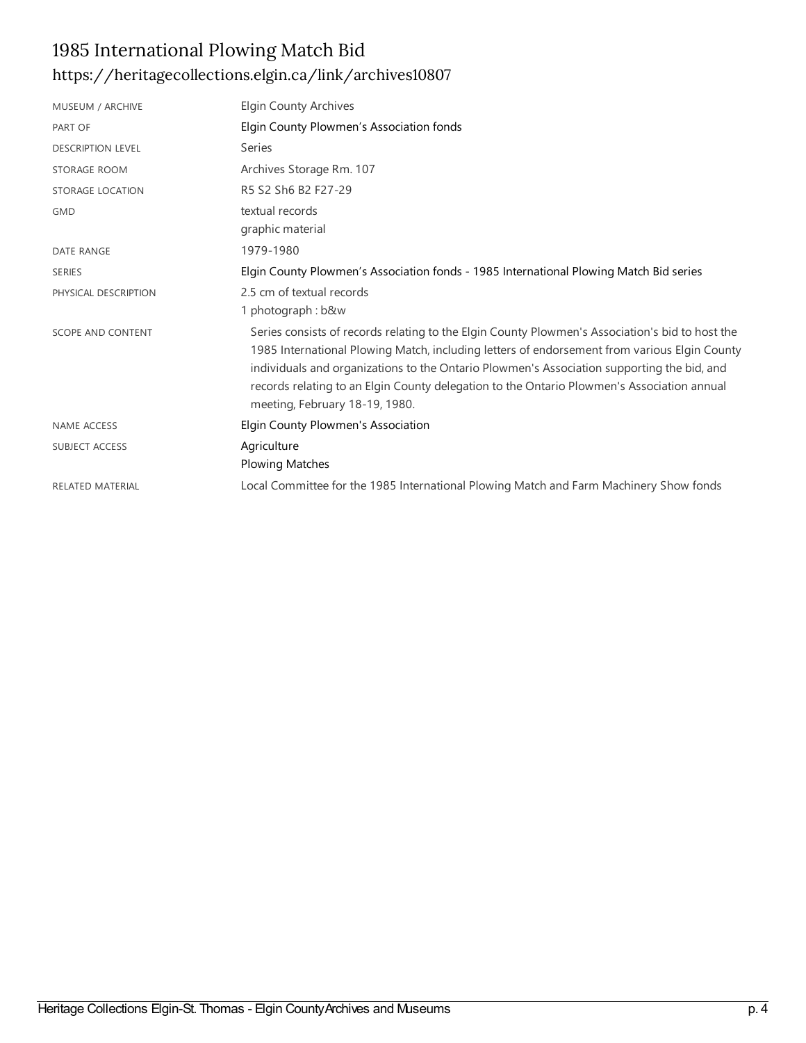# 1985 International Plowing Match Bid

https://heritagecollections.elgin.ca/link/archives10807

| | |
|---|---|
| MUSEUM / ARCHIVE | Elgin County Archives |
| PART OF | Elgin County Plowmen’s Association fonds |
| DESCRIPTION LEVEL | Series |
| STORAGE ROOM | Archives Storage Rm. 107 |
| STORAGE LOCATION | R5 S2 Sh6 B2 F27-29 |
| GMD | textual records<br>graphic material |
| DATE RANGE | 1979-1980 |
| SERIES | Elgin County Plowmen’s Association fonds - 1985 International Plowing Match Bid series |
| PHYSICAL DESCRIPTION | 2.5 cm of textual records<br>1 photograph : b&w |
| SCOPE AND CONTENT | Series consists of records relating to the Elgin County Plowmen's Association's bid to host the 1985 International Plowing Match, including letters of endorsement from various Elgin County individuals and organizations to the Ontario Plowmen's Association supporting the bid, and records relating to an Elgin County delegation to the Ontario Plowmen's Association annual meeting, February 18-19, 1980. |
| NAME ACCESS | Elgin County Plowmen's Association |
| SUBJECT ACCESS | Agriculture<br>Plowing Matches |
| RELATED MATERIAL | Local Committee for the 1985 International Plowing Match and Farm Machinery Show fonds |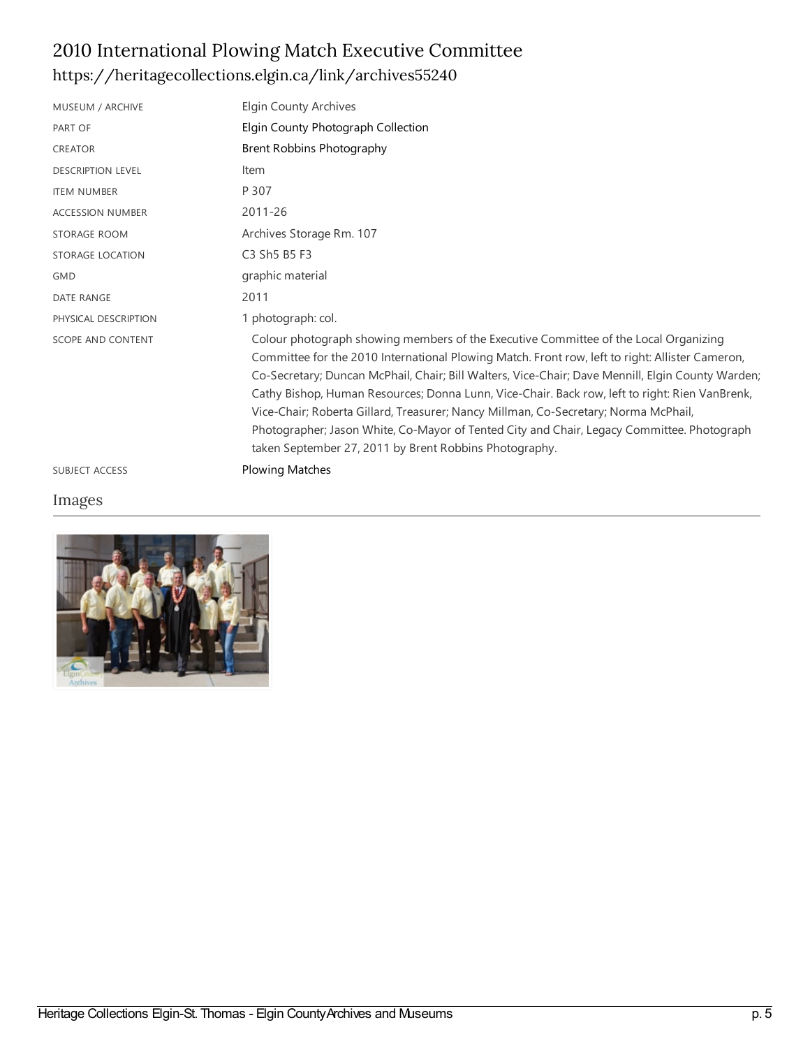# 2010 International Plowing Match Executive Committee

https://heritagecollections.elgin.ca/link/archives55240

| | |
|---|---|
| MUSEUM / ARCHIVE | Elgin County Archives |
| PART OF | Elgin County Photograph Collection |
| CREATOR | Brent Robbins Photography |
| DESCRIPTION LEVEL | Item |
| ITEM NUMBER | P 307 |
| ACCESSION NUMBER | 2011-26 |
| STORAGE ROOM | Archives Storage Rm. 107 |
| STORAGE LOCATION | C3 Sh5 B5 F3 |
| GMD | graphic material |
| DATE RANGE | 2011 |
| PHYSICAL DESCRIPTION | 1 photograph: col. |
| SCOPE AND CONTENT | Colour photograph showing members of the Executive Committee of the Local Organizing Committee for the 2010 International Plowing Match. Front row, left to right: Allister Cameron, Co-Secretary; Duncan McPhail, Chair; Bill Walters, Vice-Chair; Dave Mennill, Elgin County Warden; Cathy Bishop, Human Resources; Donna Lunn, Vice-Chair. Back row, left to right: Rien VanBrenk, Vice-Chair; Roberta Gillard, Treasurer; Nancy Millman, Co-Secretary; Norma McPhail, Photographer; Jason White, Co-Mayor of Tented City and Chair, Legacy Committee. Photograph taken September 27, 2011 by Brent Robbins Photography. |
| SUBJECT ACCESS | Plowing Matches |

## Images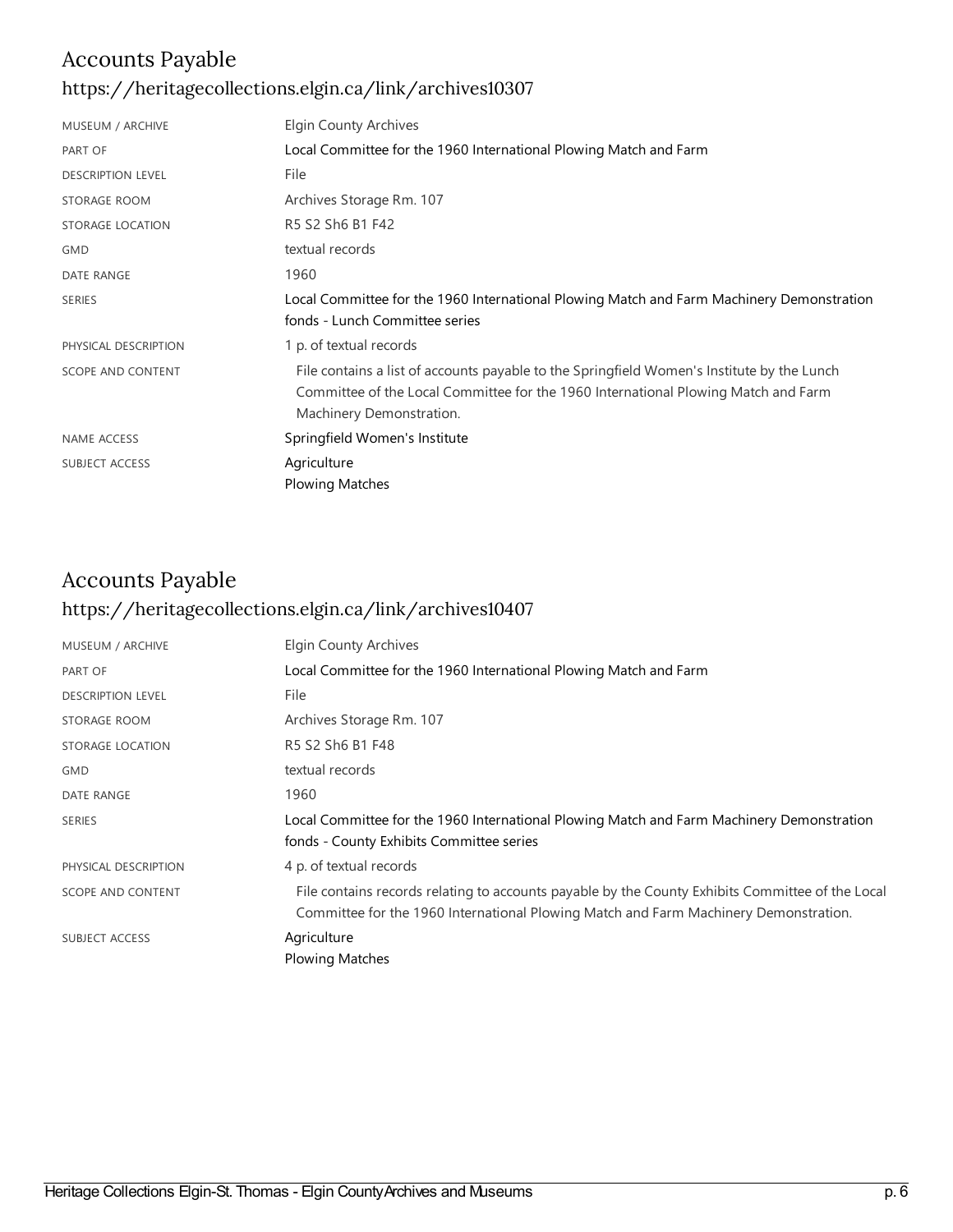## Accounts Payable

https://heritagecollections.elgin.ca/link/archives10307

| | |
|---|---|
| MUSEUM / ARCHIVE | Elgin County Archives |
| PART OF | Local Committee for the 1960 International Plowing Match and Farm |
| DESCRIPTION LEVEL | File |
| STORAGE ROOM | Archives Storage Rm. 107 |
| STORAGE LOCATION | R5 S2 Sh6 B1 F42 |
| GMD | textual records |
| DATE RANGE | 1960 |
| SERIES | Local Committee for the 1960 International Plowing Match and Farm Machinery Demonstration fonds - Lunch Committee series |
| PHYSICAL DESCRIPTION | 1 p. of textual records |
| SCOPE AND CONTENT | File contains a list of accounts payable to the Springfield Women's Institute by the Lunch Committee of the Local Committee for the 1960 International Plowing Match and Farm Machinery Demonstration. |
| NAME ACCESS | Springfield Women's Institute |
| SUBJECT ACCESS | Agriculture<br>Plowing Matches |

## Accounts Payable

https://heritagecollections.elgin.ca/link/archives10407

| | |
|---|---|
| MUSEUM / ARCHIVE | Elgin County Archives |
| PART OF | Local Committee for the 1960 International Plowing Match and Farm |
| DESCRIPTION LEVEL | File |
| STORAGE ROOM | Archives Storage Rm. 107 |
| STORAGE LOCATION | R5 S2 Sh6 B1 F48 |
| GMD | textual records |
| DATE RANGE | 1960 |
| SERIES | Local Committee for the 1960 International Plowing Match and Farm Machinery Demonstration fonds - County Exhibits Committee series |
| PHYSICAL DESCRIPTION | 4 p. of textual records |
| SCOPE AND CONTENT | File contains records relating to accounts payable by the County Exhibits Committee of the Local Committee for the 1960 International Plowing Match and Farm Machinery Demonstration. |
| SUBJECT ACCESS | Agriculture<br>Plowing Matches |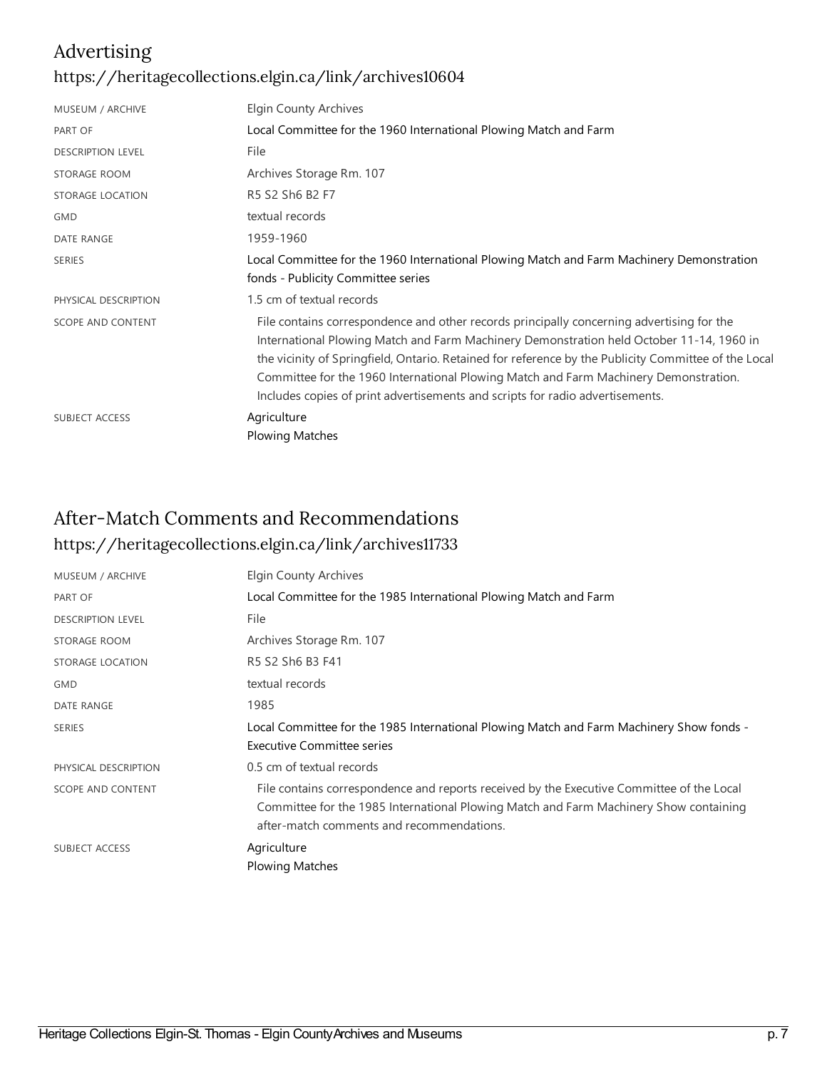## Advertising

https://heritagecollections.elgin.ca/link/archives10604

| | |
|---|---|
| MUSEUM / ARCHIVE | Elgin County Archives |
| PART OF | Local Committee for the 1960 International Plowing Match and Farm |
| DESCRIPTION LEVEL | File |
| STORAGE ROOM | Archives Storage Rm. 107 |
| STORAGE LOCATION | R5 S2 Sh6 B2 F7 |
| GMD | textual records |
| DATE RANGE | 1959-1960 |
| SERIES | Local Committee for the 1960 International Plowing Match and Farm Machinery Demonstration fonds - Publicity Committee series |
| PHYSICAL DESCRIPTION | 1.5 cm of textual records |
| SCOPE AND CONTENT | File contains correspondence and other records principally concerning advertising for the International Plowing Match and Farm Machinery Demonstration held October 11-14, 1960 in the vicinity of Springfield, Ontario. Retained for reference by the Publicity Committee of the Local Committee for the 1960 International Plowing Match and Farm Machinery Demonstration. Includes copies of print advertisements and scripts for radio advertisements. |
| SUBJECT ACCESS | Agriculture<br>Plowing Matches |

## After-Match Comments and Recommendations

https://heritagecollections.elgin.ca/link/archives11733

| | |
|---|---|
| MUSEUM / ARCHIVE | Elgin County Archives |
| PART OF | Local Committee for the 1985 International Plowing Match and Farm |
| DESCRIPTION LEVEL | File |
| STORAGE ROOM | Archives Storage Rm. 107 |
| STORAGE LOCATION | R5 S2 Sh6 B3 F41 |
| GMD | textual records |
| DATE RANGE | 1985 |
| SERIES | Local Committee for the 1985 International Plowing Match and Farm Machinery Show fonds - Executive Committee series |
| PHYSICAL DESCRIPTION | 0.5 cm of textual records |
| SCOPE AND CONTENT | File contains correspondence and reports received by the Executive Committee of the Local Committee for the 1985 International Plowing Match and Farm Machinery Show containing after-match comments and recommendations. |
| SUBJECT ACCESS | Agriculture<br>Plowing Matches |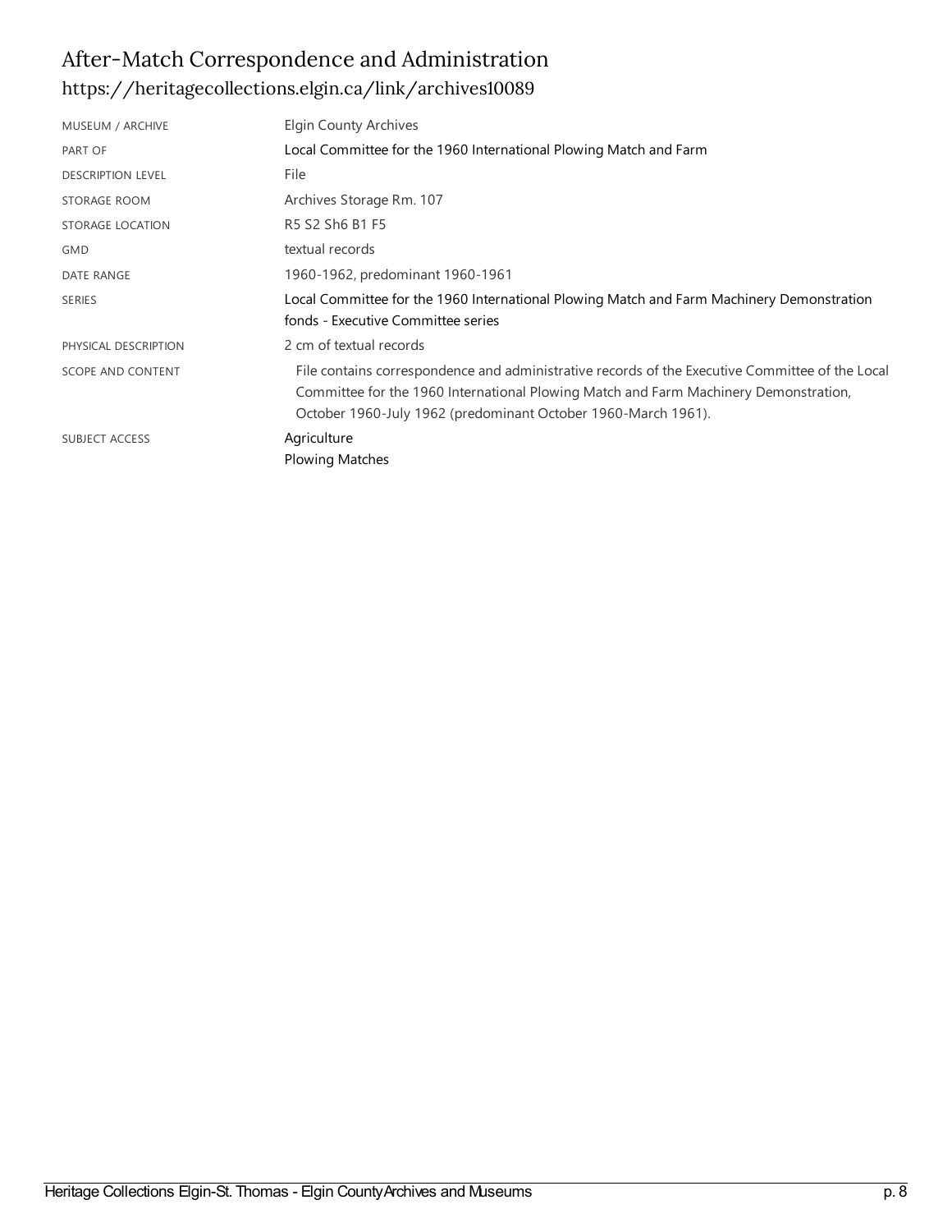## After-Match Correspondence and Administration

https://heritagecollections.elgin.ca/link/archives10089

| | |
|---|---|
| MUSEUM / ARCHIVE | Elgin County Archives |
| PART OF | Local Committee for the 1960 International Plowing Match and Farm |
| DESCRIPTION LEVEL | File |
| STORAGE ROOM | Archives Storage Rm. 107 |
| STORAGE LOCATION | R5 S2 Sh6 B1 F5 |
| GMD | textual records |
| DATE RANGE | 1960-1962, predominant 1960-1961 |
| SERIES | Local Committee for the 1960 International Plowing Match and Farm Machinery Demonstration fonds - Executive Committee series |
| PHYSICAL DESCRIPTION | 2 cm of textual records |
| SCOPE AND CONTENT | File contains correspondence and administrative records of the Executive Committee of the Local Committee for the 1960 International Plowing Match and Farm Machinery Demonstration, October 1960-July 1962 (predominant October 1960-March 1961). |
| SUBJECT ACCESS | Agriculture<br>Plowing Matches |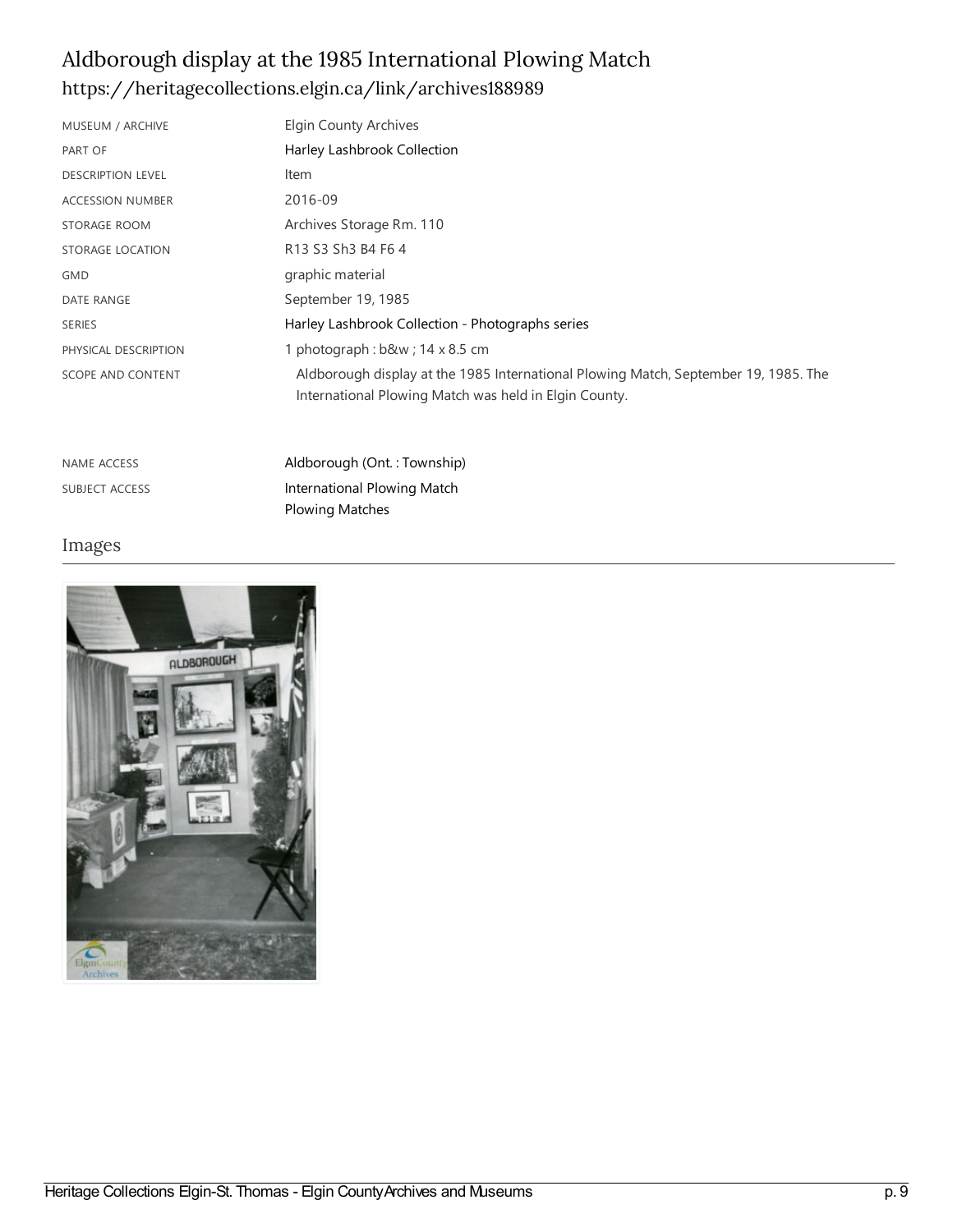# Aldborough display at the 1985 International Plowing Match

https://heritagecollections.elgin.ca/link/archives188989

| | |
|---|---|
| MUSEUM / ARCHIVE | Elgin County Archives |
| PART OF | Harley Lashbrook Collection |
| DESCRIPTION LEVEL | Item |
| ACCESSION NUMBER | 2016-09 |
| STORAGE ROOM | Archives Storage Rm. 110 |
| STORAGE LOCATION | R13 S3 Sh3 B4 F6 4 |
| GMD | graphic material |
| DATE RANGE | September 19, 1985 |
| SERIES | Harley Lashbrook Collection - Photographs series |
| PHYSICAL DESCRIPTION | 1 photograph : b&w ; 14 x 8.5 cm |
| SCOPE AND CONTENT | Aldborough display at the 1985 International Plowing Match, September 19, 1985. The International Plowing Match was held in Elgin County. |
| NAME ACCESS | Aldborough (Ont. : Township) |
| SUBJECT ACCESS | International Plowing Match<br>Plowing Matches |

## Images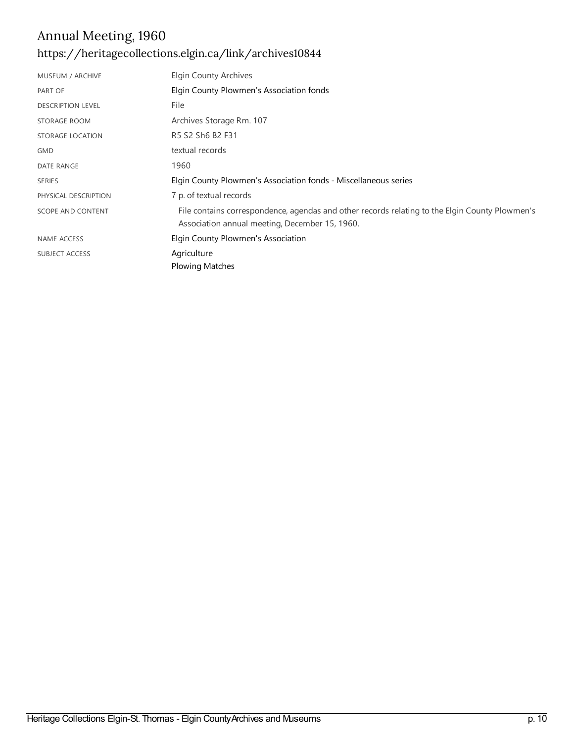# Annual Meeting, 1960

https://heritagecollections.elgin.ca/link/archives10844

| | |
|---|---|
| MUSEUM / ARCHIVE | Elgin County Archives |
| PART OF | Elgin County Plowmen's Association fonds |
| DESCRIPTION LEVEL | File |
| STORAGE ROOM | Archives Storage Rm. 107 |
| STORAGE LOCATION | R5 S2 Sh6 B2 F31 |
| GMD | textual records |
| DATE RANGE | 1960 |
| SERIES | Elgin County Plowmen's Association fonds - Miscellaneous series |
| PHYSICAL DESCRIPTION | 7 p. of textual records |
| SCOPE AND CONTENT | File contains correspondence, agendas and other records relating to the Elgin County Plowmen's Association annual meeting, December 15, 1960. |
| NAME ACCESS | Elgin County Plowmen's Association |
| SUBJECT ACCESS | Agriculture<br>Plowing Matches |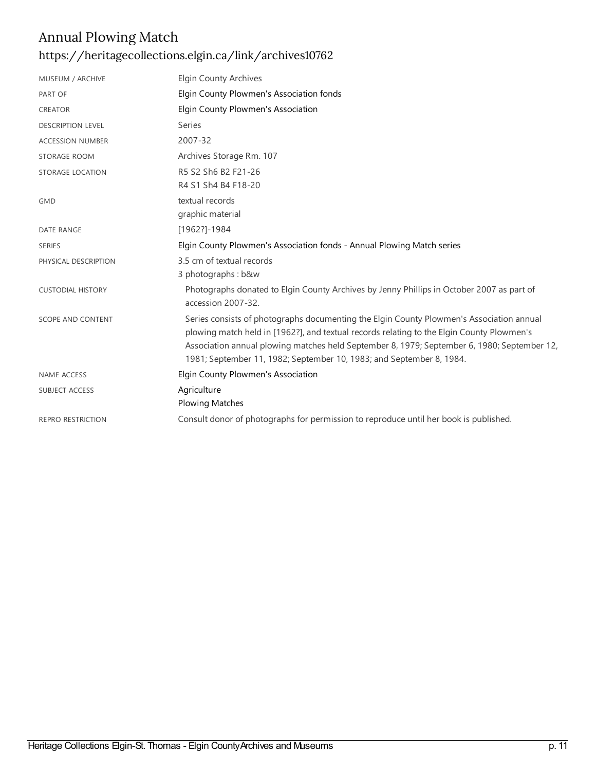# Annual Plowing Match

https://heritagecollections.elgin.ca/link/archives10762

| | |
|---|---|
| MUSEUM / ARCHIVE | Elgin County Archives |
| PART OF | Elgin County Plowmen's Association fonds |
| CREATOR | Elgin County Plowmen's Association |
| DESCRIPTION LEVEL | Series |
| ACCESSION NUMBER | 2007-32 |
| STORAGE ROOM | Archives Storage Rm. 107 |
| STORAGE LOCATION | R5 S2 Sh6 B2 F21-26<br>R4 S1 Sh4 B4 F18-20 |
| GMD | textual records<br>graphic material |
| DATE RANGE | [1962?]-1984 |
| SERIES | Elgin County Plowmen's Association fonds - Annual Plowing Match series |
| PHYSICAL DESCRIPTION | 3.5 cm of textual records<br>3 photographs : b&w |
| CUSTODIAL HISTORY | Photographs donated to Elgin County Archives by Jenny Phillips in October 2007 as part of accession 2007-32. |
| SCOPE AND CONTENT | Series consists of photographs documenting the Elgin County Plowmen's Association annual plowing match held in [1962?], and textual records relating to the Elgin County Plowmen's Association annual plowing matches held September 8, 1979; September 6, 1980; September 12, 1981; September 11, 1982; September 10, 1983; and September 8, 1984. |
| NAME ACCESS | Elgin County Plowmen's Association |
| SUBJECT ACCESS | Agriculture<br>Plowing Matches |
| REPRO RESTRICTION | Consult donor of photographs for permission to reproduce until her book is published. |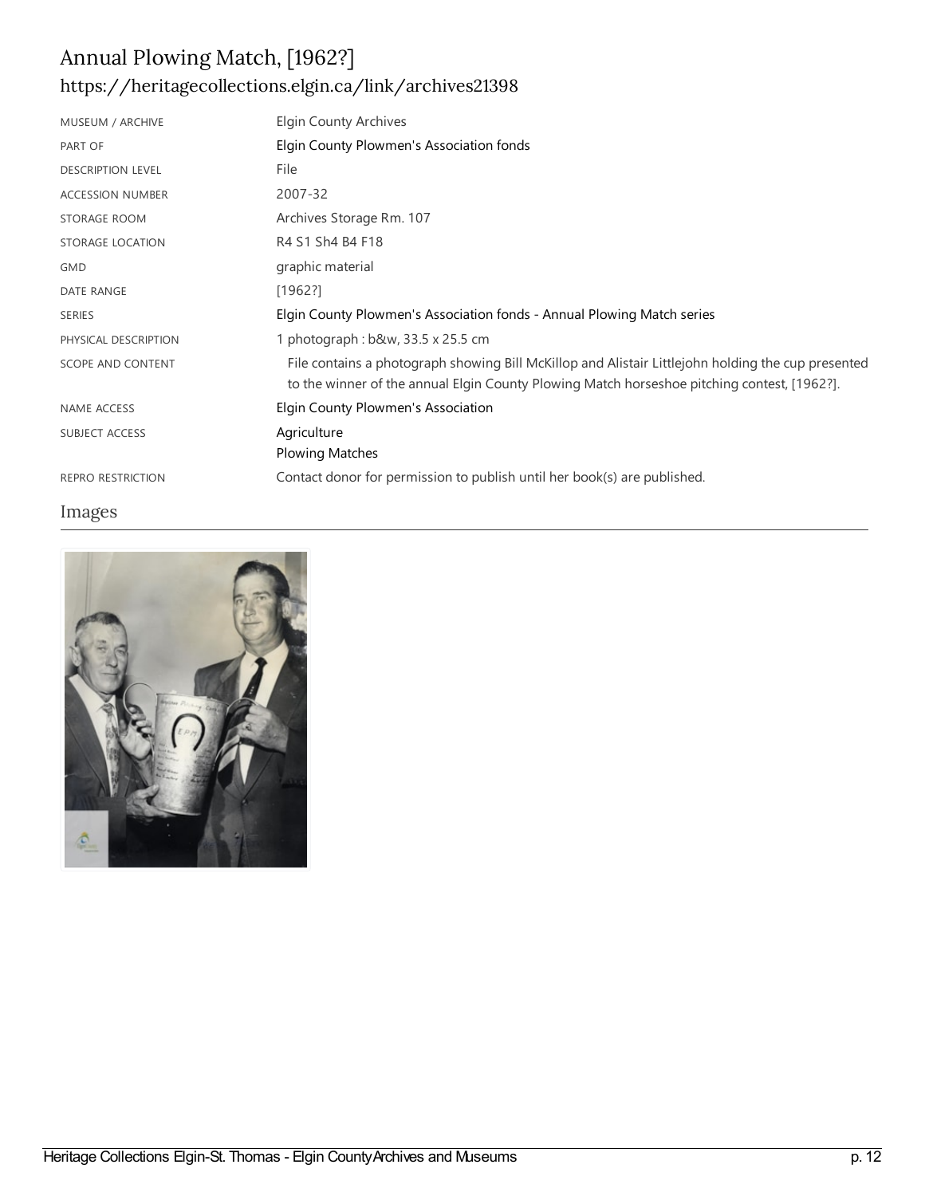# Annual Plowing Match, [1962?]

## https://heritagecollections.elgin.ca/link/archives21398

| | |
|---|---|
| MUSEUM / ARCHIVE | Elgin County Archives |
| PART OF | Elgin County Plowmen's Association fonds |
| DESCRIPTION LEVEL | File |
| ACCESSION NUMBER | 2007-32 |
| STORAGE ROOM | Archives Storage Rm. 107 |
| STORAGE LOCATION | R4 S1 Sh4 B4 F18 |
| GMD | graphic material |
| DATE RANGE | [1962?] |
| SERIES | Elgin County Plowmen's Association fonds - Annual Plowing Match series |
| PHYSICAL DESCRIPTION | 1 photograph : b&w, 33.5 x 25.5 cm |
| SCOPE AND CONTENT | File contains a photograph showing Bill McKillop and Alistair Littlejohn holding the cup presented to the winner of the annual Elgin County Plowing Match horseshoe pitching contest, [1962?]. |
| NAME ACCESS | Elgin County Plowmen's Association |
| SUBJECT ACCESS | Agriculture<br>Plowing Matches |
| REPRO RESTRICTION | Contact donor for permission to publish until her book(s) are published. |

## Images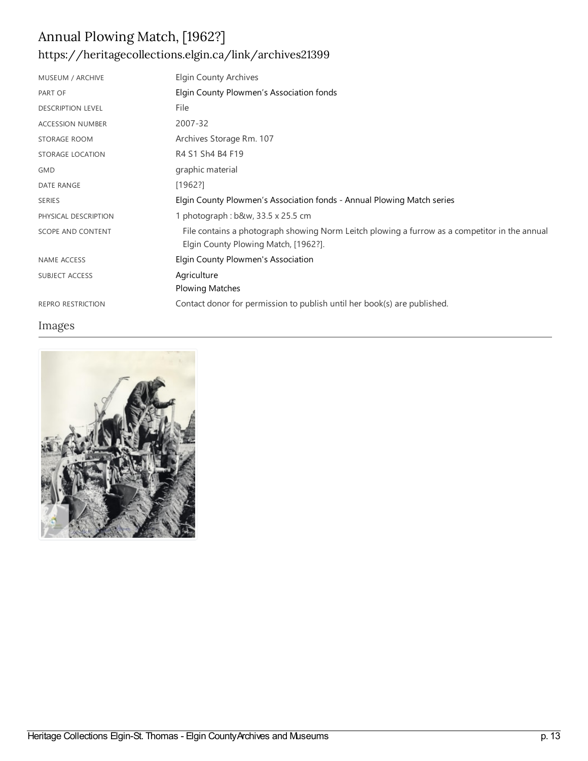# Annual Plowing Match, [1962?]

https://heritagecollections.elgin.ca/link/archives21399

| | |
|---|---|
| MUSEUM / ARCHIVE | Elgin County Archives |
| PART OF | Elgin County Plowmen's Association fonds |
| DESCRIPTION LEVEL | File |
| ACCESSION NUMBER | 2007-32 |
| STORAGE ROOM | Archives Storage Rm. 107 |
| STORAGE LOCATION | R4 S1 Sh4 B4 F19 |
| GMD | graphic material |
| DATE RANGE | [1962?] |
| SERIES | Elgin County Plowmen's Association fonds - Annual Plowing Match series |
| PHYSICAL DESCRIPTION | 1 photograph : b&w, 33.5 x 25.5 cm |
| SCOPE AND CONTENT | File contains a photograph showing Norm Leitch plowing a furrow as a competitor in the annual Elgin County Plowing Match, [1962?]. |
| NAME ACCESS | Elgin County Plowmen's Association |
| SUBJECT ACCESS | Agriculture<br>Plowing Matches |
| REPRO RESTRICTION | Contact donor for permission to publish until her book(s) are published. |

## Images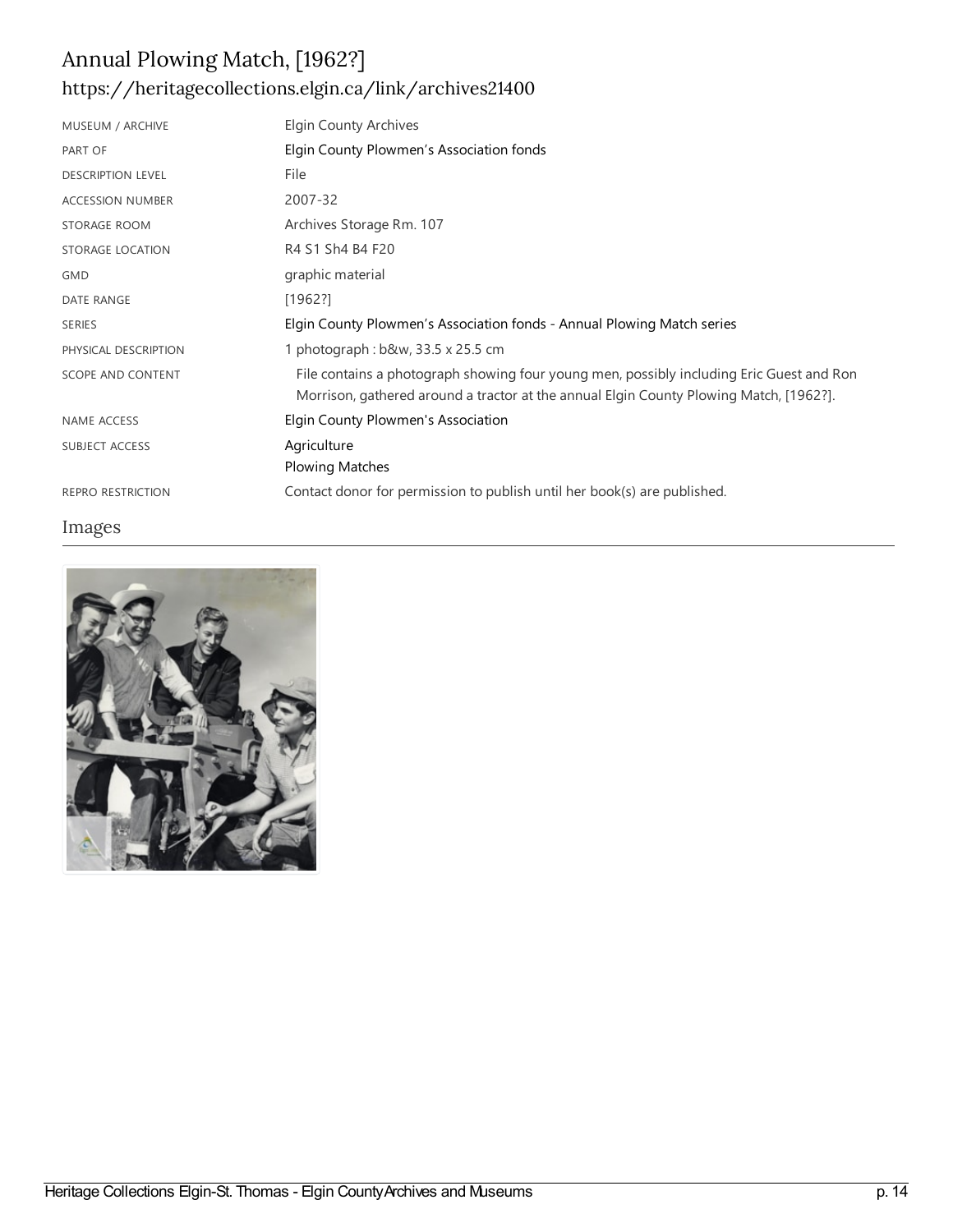# Annual Plowing Match, [1962?]

https://heritagecollections.elgin.ca/link/archives21400

| | |
|---|---|
| MUSEUM / ARCHIVE | Elgin County Archives |
| PART OF | Elgin County Plowmen's Association fonds |
| DESCRIPTION LEVEL | File |
| ACCESSION NUMBER | 2007-32 |
| STORAGE ROOM | Archives Storage Rm. 107 |
| STORAGE LOCATION | R4 S1 Sh4 B4 F20 |
| GMD | graphic material |
| DATE RANGE | [1962?] |
| SERIES | Elgin County Plowmen's Association fonds - Annual Plowing Match series |
| PHYSICAL DESCRIPTION | 1 photograph : b&w, 33.5 x 25.5 cm |
| SCOPE AND CONTENT | File contains a photograph showing four young men, possibly including Eric Guest and Ron Morrison, gathered around a tractor at the annual Elgin County Plowing Match, [1962?]. |
| NAME ACCESS | Elgin County Plowmen's Association |
| SUBJECT ACCESS | Agriculture<br>Plowing Matches |
| REPRO RESTRICTION | Contact donor for permission to publish until her book(s) are published. |

## Images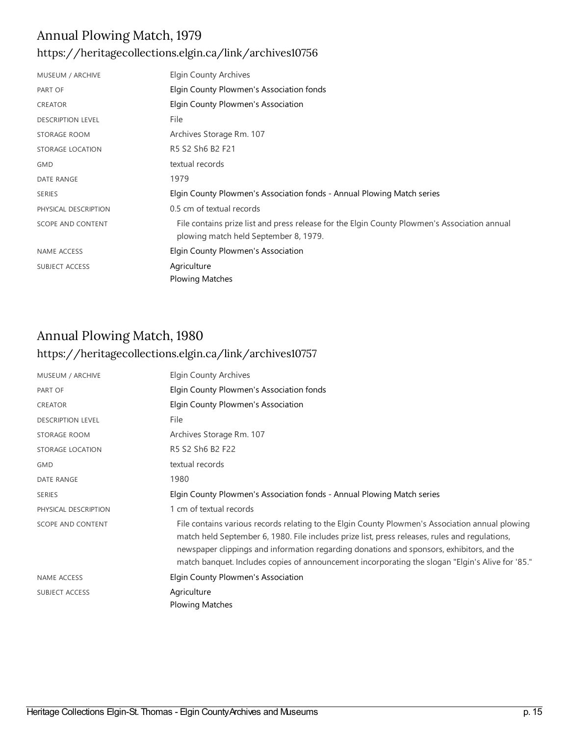## Annual Plowing Match, 1979

https://heritagecollections.elgin.ca/link/archives10756

| | |
|---|---|
| MUSEUM / ARCHIVE | Elgin County Archives |
| PART OF | Elgin County Plowmen's Association fonds |
| CREATOR | Elgin County Plowmen's Association |
| DESCRIPTION LEVEL | File |
| STORAGE ROOM | Archives Storage Rm. 107 |
| STORAGE LOCATION | R5 S2 Sh6 B2 F21 |
| GMD | textual records |
| DATE RANGE | 1979 |
| SERIES | Elgin County Plowmen's Association fonds - Annual Plowing Match series |
| PHYSICAL DESCRIPTION | 0.5 cm of textual records |
| SCOPE AND CONTENT | File contains prize list and press release for the Elgin County Plowmen's Association annual plowing match held September 8, 1979. |
| NAME ACCESS | Elgin County Plowmen's Association |
| SUBJECT ACCESS | Agriculture<br>Plowing Matches |

## Annual Plowing Match, 1980

https://heritagecollections.elgin.ca/link/archives10757

| | |
|---|---|
| MUSEUM / ARCHIVE | Elgin County Archives |
| PART OF | Elgin County Plowmen's Association fonds |
| CREATOR | Elgin County Plowmen's Association |
| DESCRIPTION LEVEL | File |
| STORAGE ROOM | Archives Storage Rm. 107 |
| STORAGE LOCATION | R5 S2 Sh6 B2 F22 |
| GMD | textual records |
| DATE RANGE | 1980 |
| SERIES | Elgin County Plowmen's Association fonds - Annual Plowing Match series |
| PHYSICAL DESCRIPTION | 1 cm of textual records |
| SCOPE AND CONTENT | File contains various records relating to the Elgin County Plowmen's Association annual plowing match held September 6, 1980. File includes prize list, press releases, rules and regulations, newspaper clippings and information regarding donations and sponsors, exhibitors, and the match banquet. Includes copies of announcement incorporating the slogan "Elgin's Alive for '85." |
| NAME ACCESS | Elgin County Plowmen's Association |
| SUBJECT ACCESS | Agriculture<br>Plowing Matches |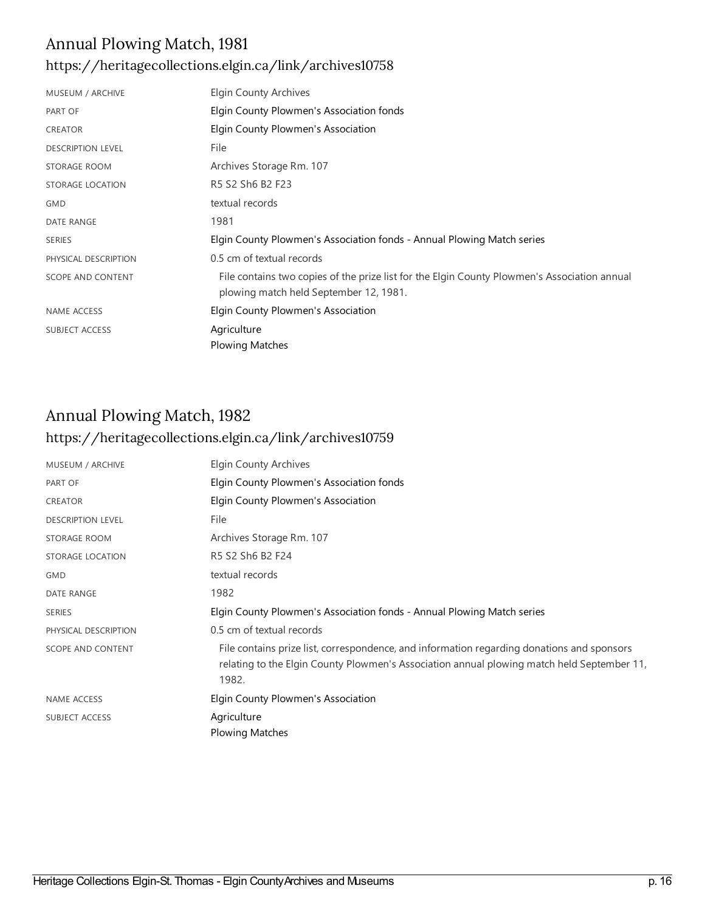## Annual Plowing Match, 1981

### https://heritagecollections.elgin.ca/link/archives10758

| | |
|---|---|
| MUSEUM / ARCHIVE | Elgin County Archives |
| PART OF | Elgin County Plowmen's Association fonds |
| CREATOR | Elgin County Plowmen's Association |
| DESCRIPTION LEVEL | File |
| STORAGE ROOM | Archives Storage Rm. 107 |
| STORAGE LOCATION | R5 S2 Sh6 B2 F23 |
| GMD | textual records |
| DATE RANGE | 1981 |
| SERIES | Elgin County Plowmen's Association fonds - Annual Plowing Match series |
| PHYSICAL DESCRIPTION | 0.5 cm of textual records |
| SCOPE AND CONTENT | File contains two copies of the prize list for the Elgin County Plowmen's Association annual plowing match held September 12, 1981. |
| NAME ACCESS | Elgin County Plowmen's Association |
| SUBJECT ACCESS | Agriculture<br>Plowing Matches |

## Annual Plowing Match, 1982

### https://heritagecollections.elgin.ca/link/archives10759

| | |
|---|---|
| MUSEUM / ARCHIVE | Elgin County Archives |
| PART OF | Elgin County Plowmen's Association fonds |
| CREATOR | Elgin County Plowmen's Association |
| DESCRIPTION LEVEL | File |
| STORAGE ROOM | Archives Storage Rm. 107 |
| STORAGE LOCATION | R5 S2 Sh6 B2 F24 |
| GMD | textual records |
| DATE RANGE | 1982 |
| SERIES | Elgin County Plowmen's Association fonds - Annual Plowing Match series |
| PHYSICAL DESCRIPTION | 0.5 cm of textual records |
| SCOPE AND CONTENT | File contains prize list, correspondence, and information regarding donations and sponsors relating to the Elgin County Plowmen's Association annual plowing match held September 11, 1982. |
| NAME ACCESS | Elgin County Plowmen's Association |
| SUBJECT ACCESS | Agriculture<br>Plowing Matches |